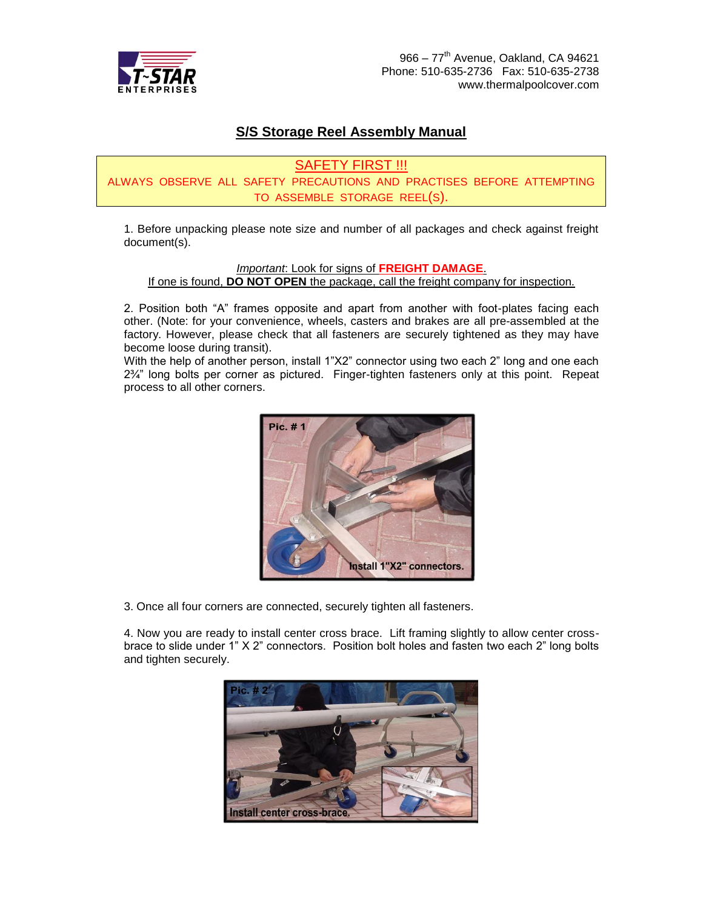966 – 77th Avenue, Oakland, CA 94621
Phone: 510-635-2736 Fax: 510-635-2738
www.thermalpoolcover.com

## S/S Storage Reel Assembly Manual

**SAFETY FIRST !!!**
ALWAYS OBSERVE ALL SAFETY PRECAUTIONS AND PRACTISES BEFORE ATTEMPTING TO ASSEMBLE STORAGE REEL(S).

1. Before unpacking please note size and number of all packages and check against freight document(s).

*Important*: Look for signs of **FREIGHT DAMAGE**.
If one is found, **DO NOT OPEN** the package, call the freight company for inspection.

2. Position both “A” frames opposite and apart from another with foot-plates facing each other. (Note: for your convenience, wheels, casters and brakes are all pre-assembled at the factory. However, please check that all fasteners are securely tightened as they may have become loose during transit).
With the help of another person, install 1”X2” connector using two each 2” long and one each 2¾” long bolts per corner as pictured. Finger-tighten fasteners only at this point. Repeat process to all other corners.

Pic. # 1
Install 1"X2" connectors.

3. Once all four corners are connected, securely tighten all fasteners.

4. Now you are ready to install center cross brace. Lift framing slightly to allow center cross-brace to slide under 1” X 2” connectors. Position bolt holes and fasten two each 2” long bolts and tighten securely.

Pic. # 2
Install center cross-brace.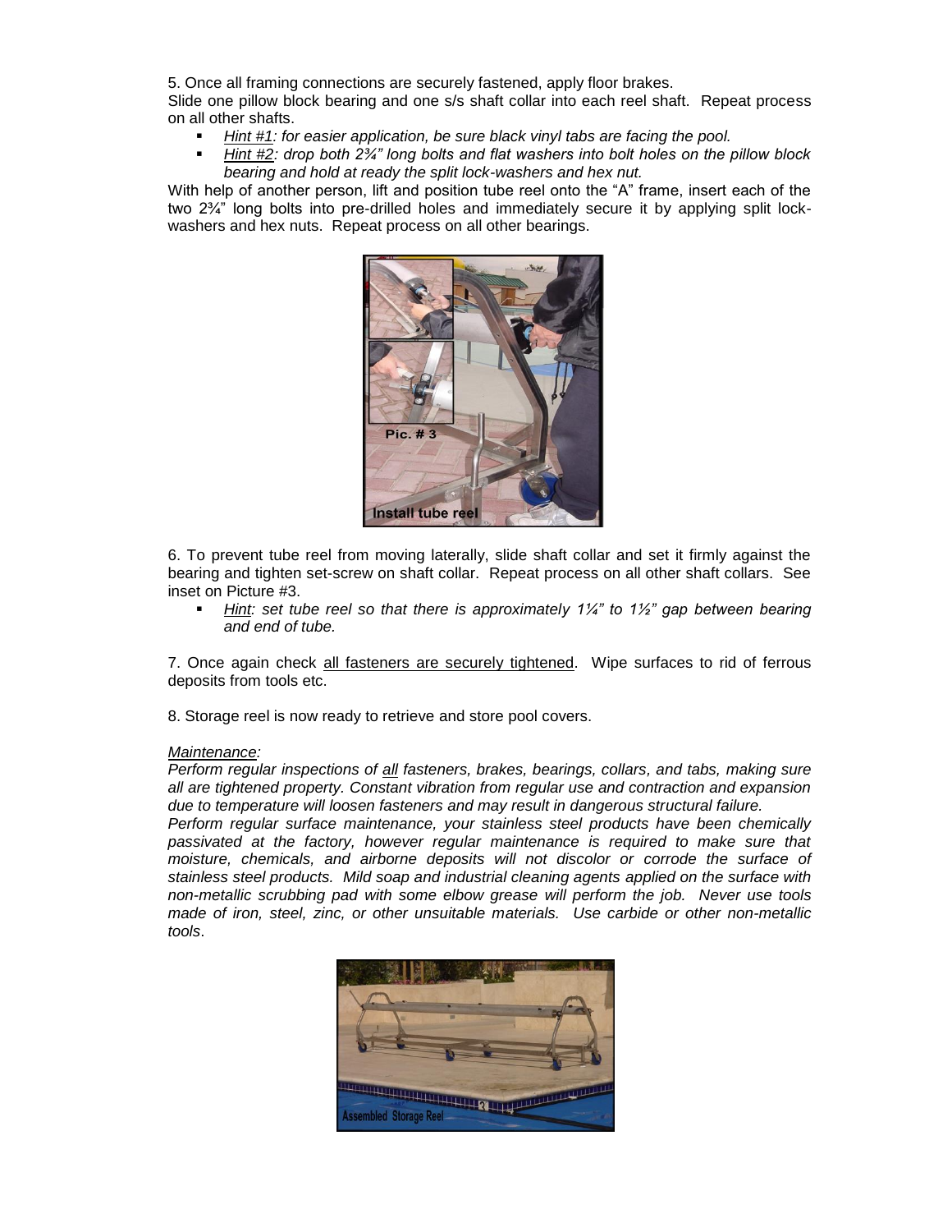5. Once all framing connections are securely fastened, apply floor brakes.
Slide one pillow block bearing and one s/s shaft collar into each reel shaft. Repeat process on all other shafts.

- *Hint #1: for easier application, be sure black vinyl tabs are facing the pool.*
- *Hint #2: drop both 2¾" long bolts and flat washers into bolt holes on the pillow block bearing and hold at ready the split lock-washers and hex nut.*

With help of another person, lift and position tube reel onto the "A" frame, insert each of the two 2¾" long bolts into pre-drilled holes and immediately secure it by applying split lock-washers and hex nuts. Repeat process on all other bearings.

6. To prevent tube reel from moving laterally, slide shaft collar and set it firmly against the bearing and tighten set-screw on shaft collar. Repeat process on all other shaft collars. See inset on Picture #3.

- *Hint: set tube reel so that there is approximately 1¼" to 1½" gap between bearing and end of tube.*

7. Once again check all fasteners are securely tightened. Wipe surfaces to rid of ferrous deposits from tools etc.

8. Storage reel is now ready to retrieve and store pool covers.

*Maintenance:*

*Perform regular inspections of all fasteners, brakes, bearings, collars, and tabs, making sure all are tightened property. Constant vibration from regular use and contraction and expansion due to temperature will loosen fasteners and may result in dangerous structural failure.*

*Perform regular surface maintenance, your stainless steel products have been chemically passivated at the factory, however regular maintenance is required to make sure that moisture, chemicals, and airborne deposits will not discolor or corrode the surface of stainless steel products. Mild soap and industrial cleaning agents applied on the surface with non-metallic scrubbing pad with some elbow grease will perform the job. Never use tools made of iron, steel, zinc, or other unsuitable materials. Use carbide or other non-metallic tools.*